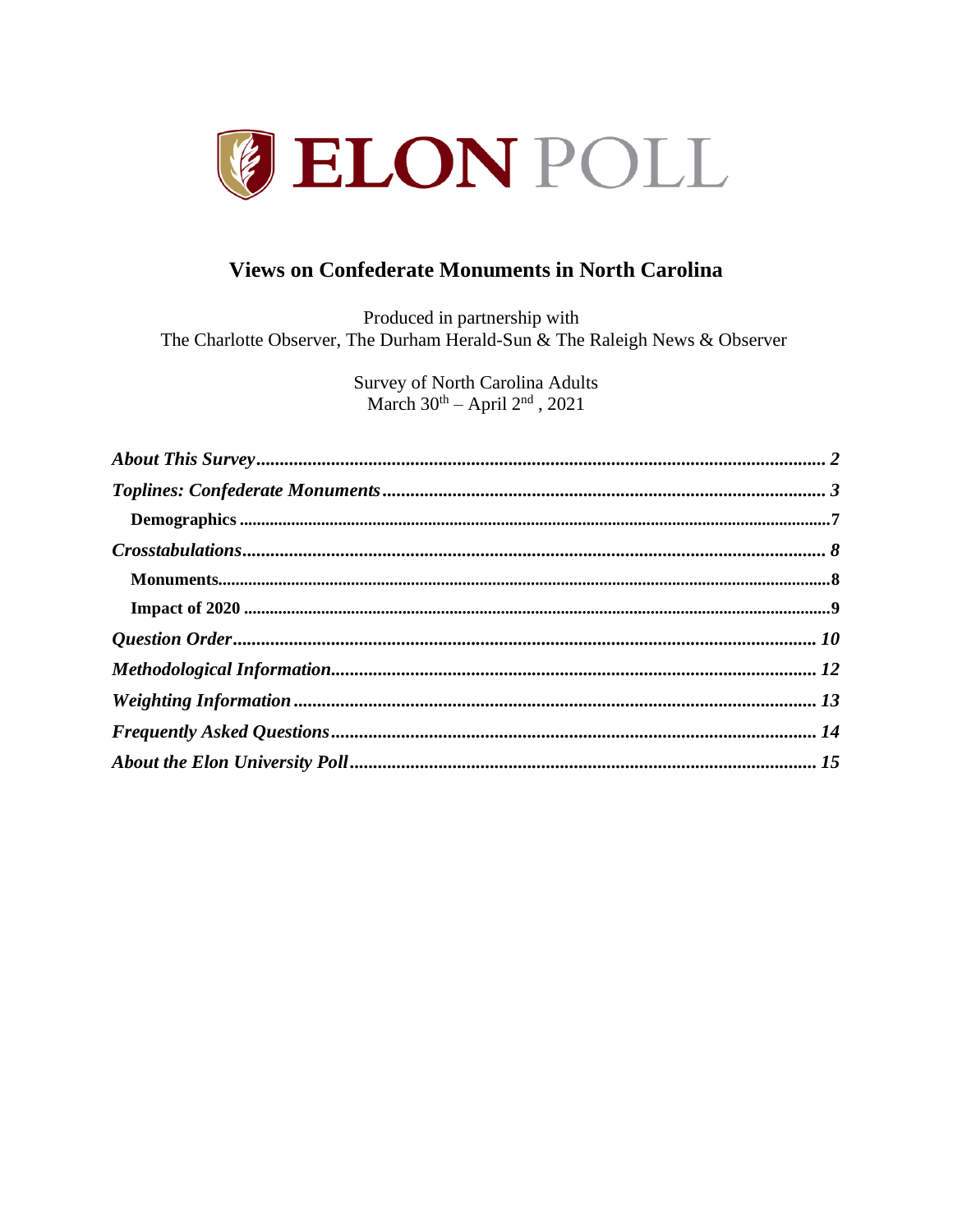# ELON POLL

## Views on Confederate Monuments in North Carolina

Produced in partnership with
The Charlotte Observer, The Durham Herald-Sun & The Raleigh News & Observer

Survey of North Carolina Adults
March 30th – April 2nd, 2021

*About This Survey* ........................................ 2
*Toplines: Confederate Monuments* ........................................ 3
**Demographics** ........................................ 7
*Crosstabulations* ........................................ 8
**Monuments** ........................................ 8
**Impact of 2020** ........................................ 9
*Question Order* ........................................ 10
*Methodological Information* ........................................ 12
*Weighting Information* ........................................ 13
*Frequently Asked Questions* ........................................ 14
*About the Elon University Poll* ........................................ 15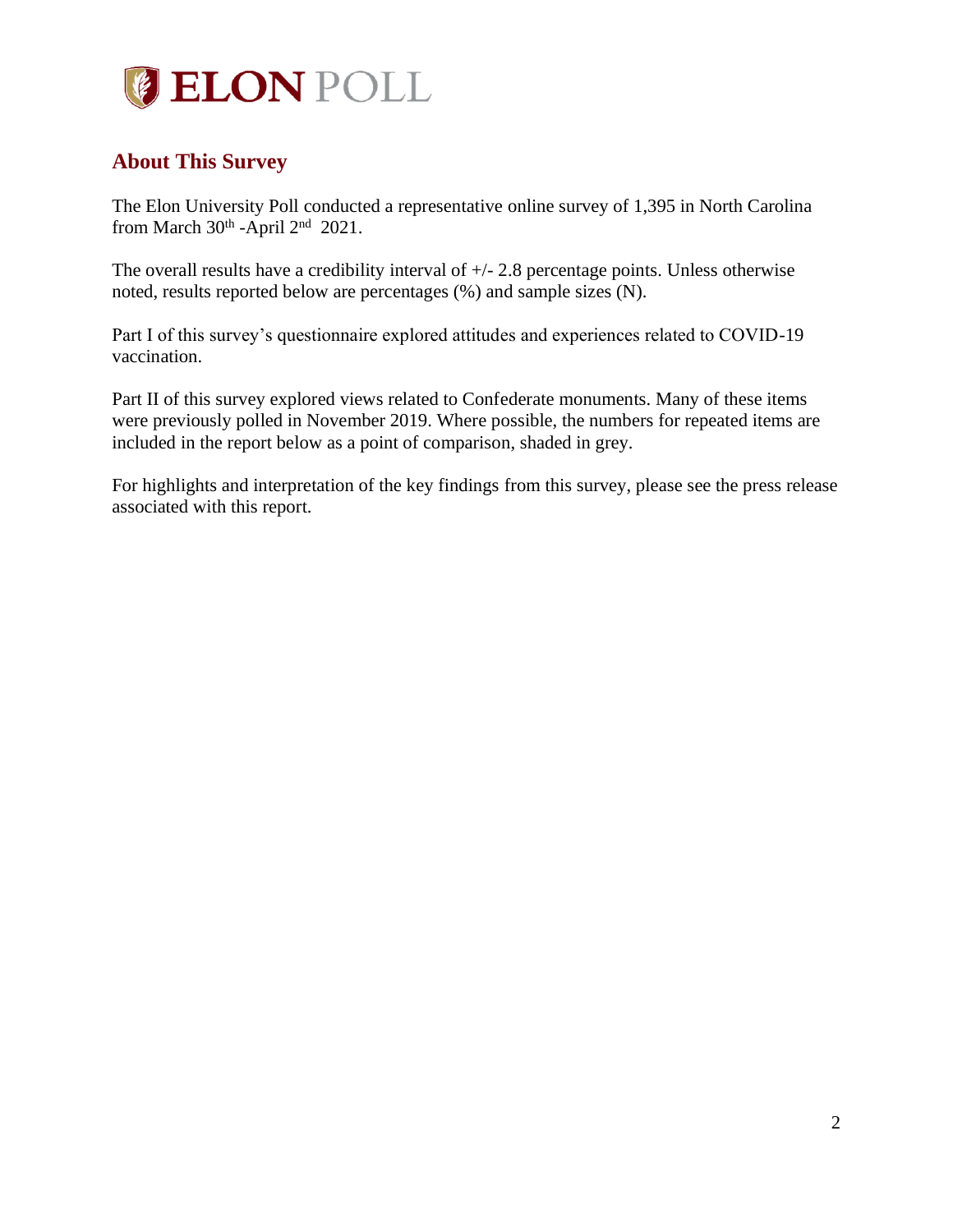## About This Survey

The Elon University Poll conducted a representative online survey of 1,395 in North Carolina from March 30th -April 2nd 2021.

The overall results have a credibility interval of +/- 2.8 percentage points. Unless otherwise noted, results reported below are percentages (%) and sample sizes (N).

Part I of this survey's questionnaire explored attitudes and experiences related to COVID-19 vaccination.

Part II of this survey explored views related to Confederate monuments. Many of these items were previously polled in November 2019. Where possible, the numbers for repeated items are included in the report below as a point of comparison, shaded in grey.

For highlights and interpretation of the key findings from this survey, please see the press release associated with this report.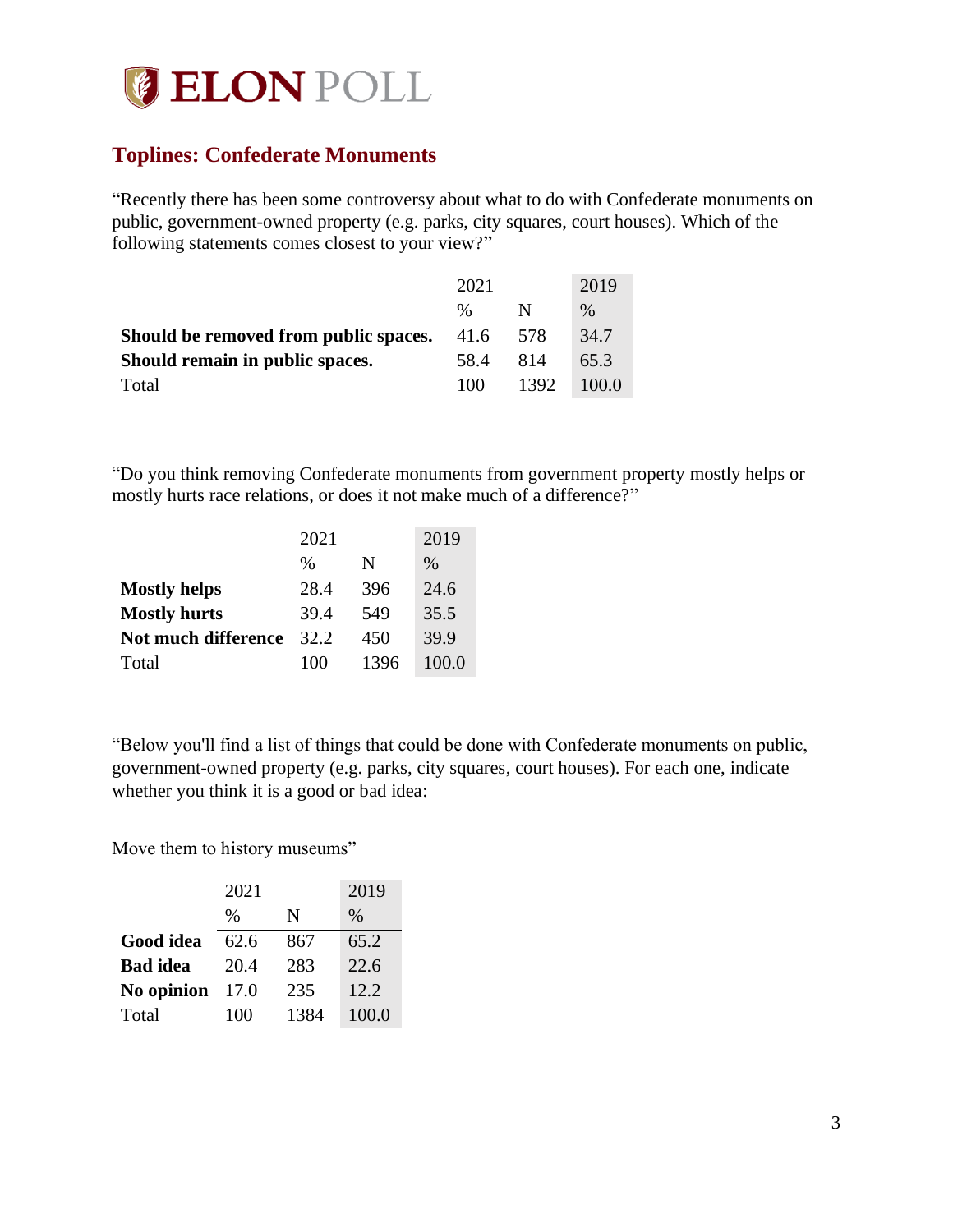# ELON POLL

## Toplines: Confederate Monuments

"Recently there has been some controversy about what to do with Confederate monuments on public, government-owned property (e.g. parks, city squares, court houses). Which of the following statements comes closest to your view?"

| | 2021 | | 2019 |
|---|---|---|---|
| | % | N | % |
| **Should be removed from public spaces.** | 41.6 | 578 | 34.7 |
| **Should remain in public spaces.** | 58.4 | 814 | 65.3 |
| Total | 100 | 1392 | 100.0 |

"Do you think removing Confederate monuments from government property mostly helps or mostly hurts race relations, or does it not make much of a difference?"

| | 2021 | | 2019 |
|---|---|---|---|
| | % | N | % |
| **Mostly helps** | 28.4 | 396 | 24.6 |
| **Mostly hurts** | 39.4 | 549 | 35.5 |
| **Not much difference** | 32.2 | 450 | 39.9 |
| Total | 100 | 1396 | 100.0 |

"Below you'll find a list of things that could be done with Confederate monuments on public, government-owned property (e.g. parks, city squares, court houses). For each one, indicate whether you think it is a good or bad idea:

Move them to history museums"

| | 2021 | | 2019 |
|---|---|---|---|
| | % | N | % |
| **Good idea** | 62.6 | 867 | 65.2 |
| **Bad idea** | 20.4 | 283 | 22.6 |
| **No opinion** | 17.0 | 235 | 12.2 |
| Total | 100 | 1384 | 100.0 |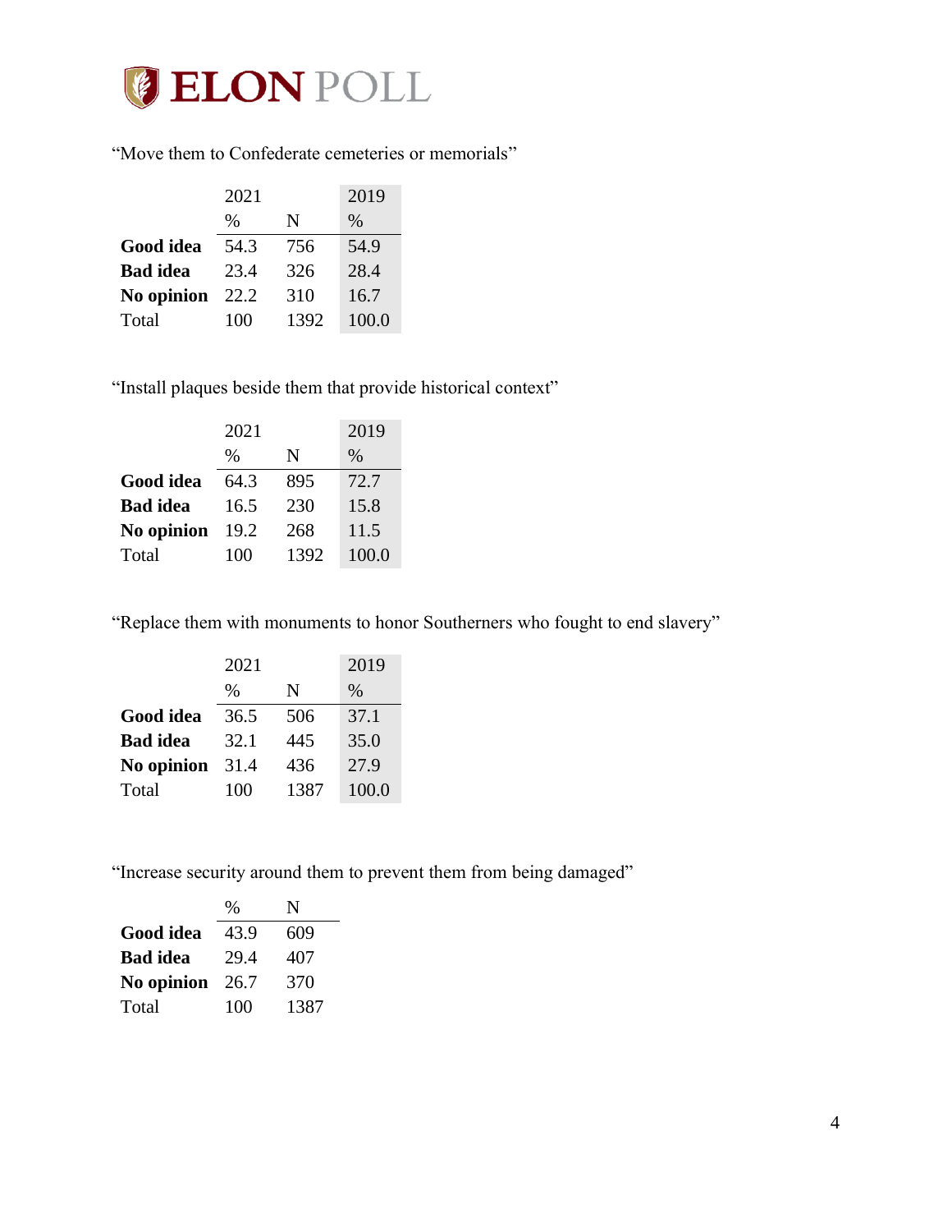"Move them to Confederate cemeteries or memorials"

| | 2021 | | 2019 |
|---|---|---|---|
| | % | N | % |
| **Good idea** | 54.3 | 756 | 54.9 |
| **Bad idea** | 23.4 | 326 | 28.4 |
| **No opinion** | 22.2 | 310 | 16.7 |
| Total | 100 | 1392 | 100.0 |

"Install plaques beside them that provide historical context"

| | 2021 | | 2019 |
|---|---|---|---|
| | % | N | % |
| **Good idea** | 64.3 | 895 | 72.7 |
| **Bad idea** | 16.5 | 230 | 15.8 |
| **No opinion** | 19.2 | 268 | 11.5 |
| Total | 100 | 1392 | 100.0 |

"Replace them with monuments to honor Southerners who fought to end slavery"

| | 2021 | | 2019 |
|---|---|---|---|
| | % | N | % |
| **Good idea** | 36.5 | 506 | 37.1 |
| **Bad idea** | 32.1 | 445 | 35.0 |
| **No opinion** | 31.4 | 436 | 27.9 |
| Total | 100 | 1387 | 100.0 |

"Increase security around them to prevent them from being damaged"

| | % | N |
|---|---|---|
| **Good idea** | 43.9 | 609 |
| **Bad idea** | 29.4 | 407 |
| **No opinion** | 26.7 | 370 |
| Total | 100 | 1387 |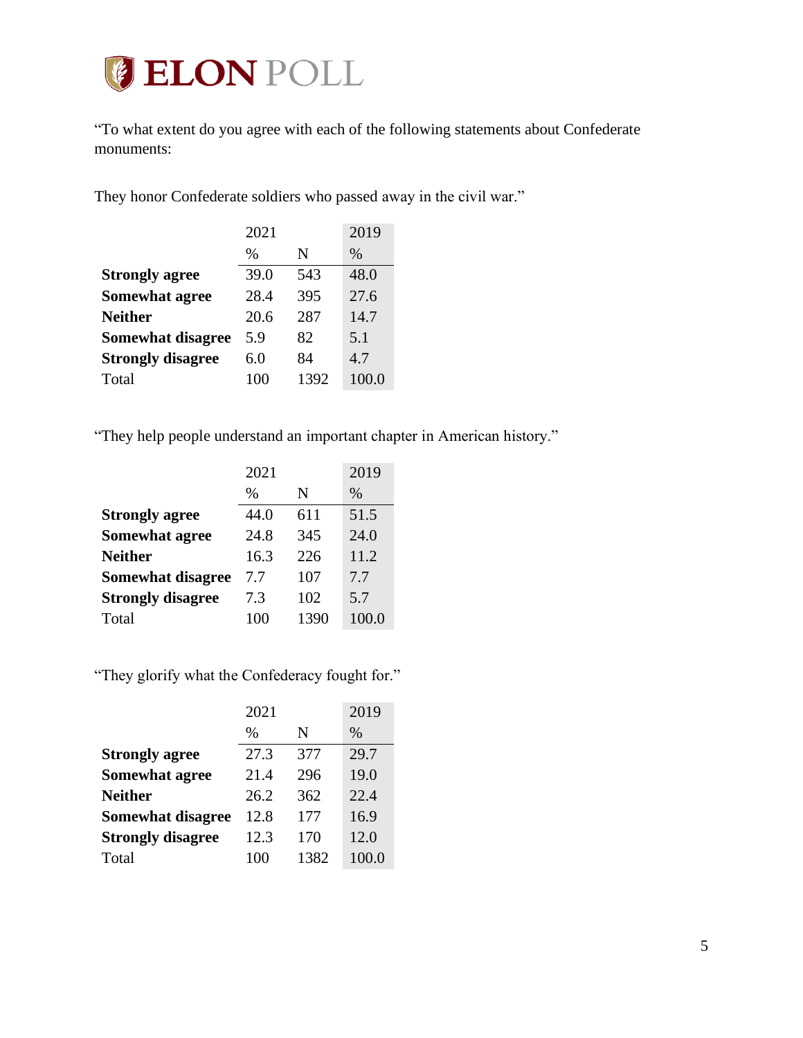“To what extent do you agree with each of the following statements about Confederate monuments:

They honor Confederate soldiers who passed away in the civil war.”

| | 2021 | | 2019 |
|---|---|---|---|
| | % | N | % |
| **Strongly agree** | 39.0 | 543 | 48.0 |
| **Somewhat agree** | 28.4 | 395 | 27.6 |
| **Neither** | 20.6 | 287 | 14.7 |
| **Somewhat disagree** | 5.9 | 82 | 5.1 |
| **Strongly disagree** | 6.0 | 84 | 4.7 |
| Total | 100 | 1392 | 100.0 |

“They help people understand an important chapter in American history.”

| | 2021 | | 2019 |
|---|---|---|---|
| | % | N | % |
| **Strongly agree** | 44.0 | 611 | 51.5 |
| **Somewhat agree** | 24.8 | 345 | 24.0 |
| **Neither** | 16.3 | 226 | 11.2 |
| **Somewhat disagree** | 7.7 | 107 | 7.7 |
| **Strongly disagree** | 7.3 | 102 | 5.7 |
| Total | 100 | 1390 | 100.0 |

“They glorify what the Confederacy fought for.”

| | 2021 | | 2019 |
|---|---|---|---|
| | % | N | % |
| **Strongly agree** | 27.3 | 377 | 29.7 |
| **Somewhat agree** | 21.4 | 296 | 19.0 |
| **Neither** | 26.2 | 362 | 22.4 |
| **Somewhat disagree** | 12.8 | 177 | 16.9 |
| **Strongly disagree** | 12.3 | 170 | 12.0 |
| Total | 100 | 1382 | 100.0 |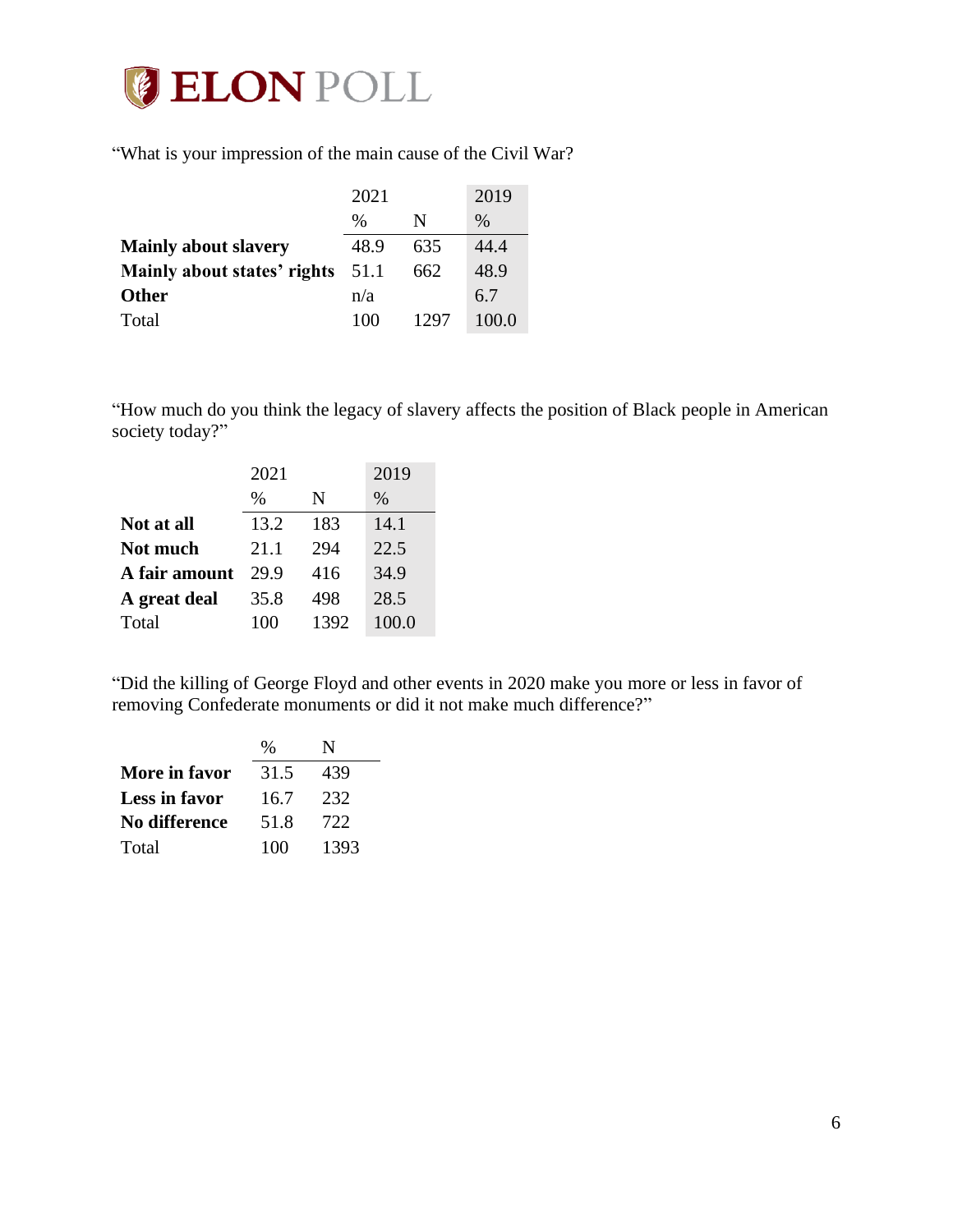“What is your impression of the main cause of the Civil War?

| | 2021 | | 2019 |
|---|---|---|---|
| | % | N | % |
| **Mainly about slavery** | 48.9 | 635 | 44.4 |
| **Mainly about states’ rights** | 51.1 | 662 | 48.9 |
| **Other** | n/a | | 6.7 |
| Total | 100 | 1297 | 100.0 |

“How much do you think the legacy of slavery affects the position of Black people in American society today?”

| | 2021 | | 2019 |
|---|---|---|---|
| | % | N | % |
| **Not at all** | 13.2 | 183 | 14.1 |
| **Not much** | 21.1 | 294 | 22.5 |
| **A fair amount** | 29.9 | 416 | 34.9 |
| **A great deal** | 35.8 | 498 | 28.5 |
| Total | 100 | 1392 | 100.0 |

“Did the killing of George Floyd and other events in 2020 make you more or less in favor of removing Confederate monuments or did it not make much difference?”

| | % | N |
|---|---|---|
| **More in favor** | 31.5 | 439 |
| **Less in favor** | 16.7 | 232 |
| **No difference** | 51.8 | 722 |
| Total | 100 | 1393 |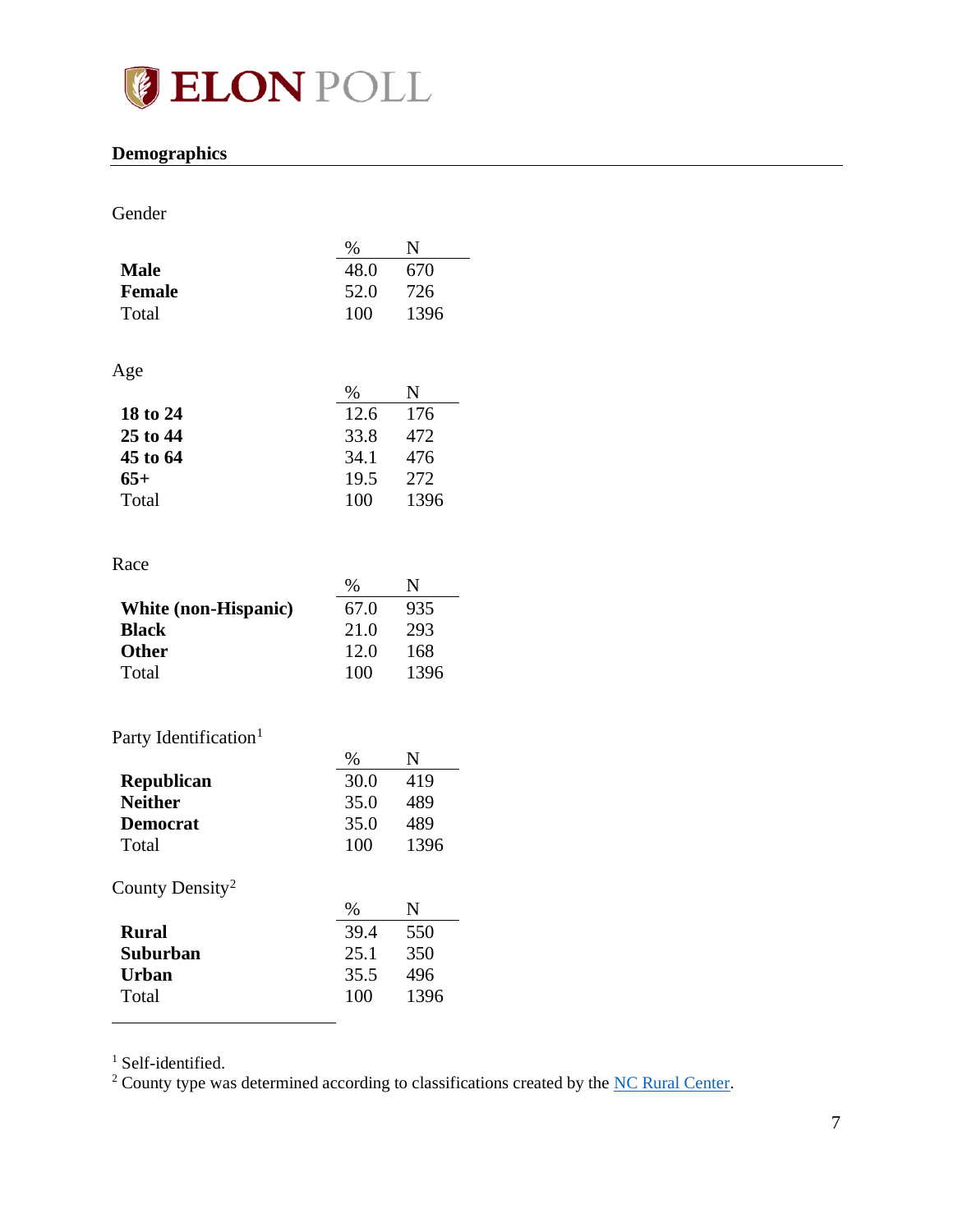## Demographics

Gender

| | % | N |
|---|---|---|
| **Male** | 48.0 | 670 |
| **Female** | 52.0 | 726 |
| Total | 100 | 1396 |

Age

| | % | N |
|---|---|---|
| **18 to 24** | 12.6 | 176 |
| **25 to 44** | 33.8 | 472 |
| **45 to 64** | 34.1 | 476 |
| **65+** | 19.5 | 272 |
| Total | 100 | 1396 |

Race

| | % | N |
|---|---|---|
| **White (non-Hispanic)** | 67.0 | 935 |
| **Black** | 21.0 | 293 |
| **Other** | 12.0 | 168 |
| Total | 100 | 1396 |

Party Identification[1]

| | % | N |
|---|---|---|
| **Republican** | 30.0 | 419 |
| **Neither** | 35.0 | 489 |
| **Democrat** | 35.0 | 489 |
| Total | 100 | 1396 |

County Density[2]

| | % | N |
|---|---|---|
| **Rural** | 39.4 | 550 |
| **Suburban** | 25.1 | 350 |
| **Urban** | 35.5 | 496 |
| Total | 100 | 1396 |

[1] Self-identified.
[2] County type was determined according to classifications created by the NC Rural Center.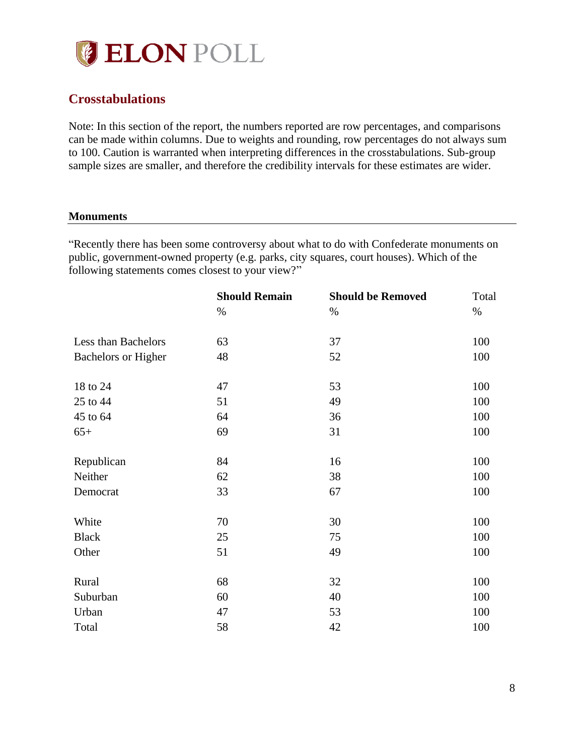# ELON POLL

## Crosstabulations

Note: In this section of the report, the numbers reported are row percentages, and comparisons can be made within columns. Due to weights and rounding, row percentages do not always sum to 100. Caution is warranted when interpreting differences in the crosstabulations. Sub-group sample sizes are smaller, and therefore the credibility intervals for these estimates are wider.

### Monuments

"Recently there has been some controversy about what to do with Confederate monuments on public, government-owned property (e.g. parks, city squares, court houses). Which of the following statements comes closest to your view?"

| | **Should Remain** | **Should be Removed** | Total |
|---|---|---|---|
| | % | % | % |
| Less than Bachelors | 63 | 37 | 100 |
| Bachelors or Higher | 48 | 52 | 100 |
| 18 to 24 | 47 | 53 | 100 |
| 25 to 44 | 51 | 49 | 100 |
| 45 to 64 | 64 | 36 | 100 |
| 65+ | 69 | 31 | 100 |
| Republican | 84 | 16 | 100 |
| Neither | 62 | 38 | 100 |
| Democrat | 33 | 67 | 100 |
| White | 70 | 30 | 100 |
| Black | 25 | 75 | 100 |
| Other | 51 | 49 | 100 |
| Rural | 68 | 32 | 100 |
| Suburban | 60 | 40 | 100 |
| Urban | 47 | 53 | 100 |
| Total | 58 | 42 | 100 |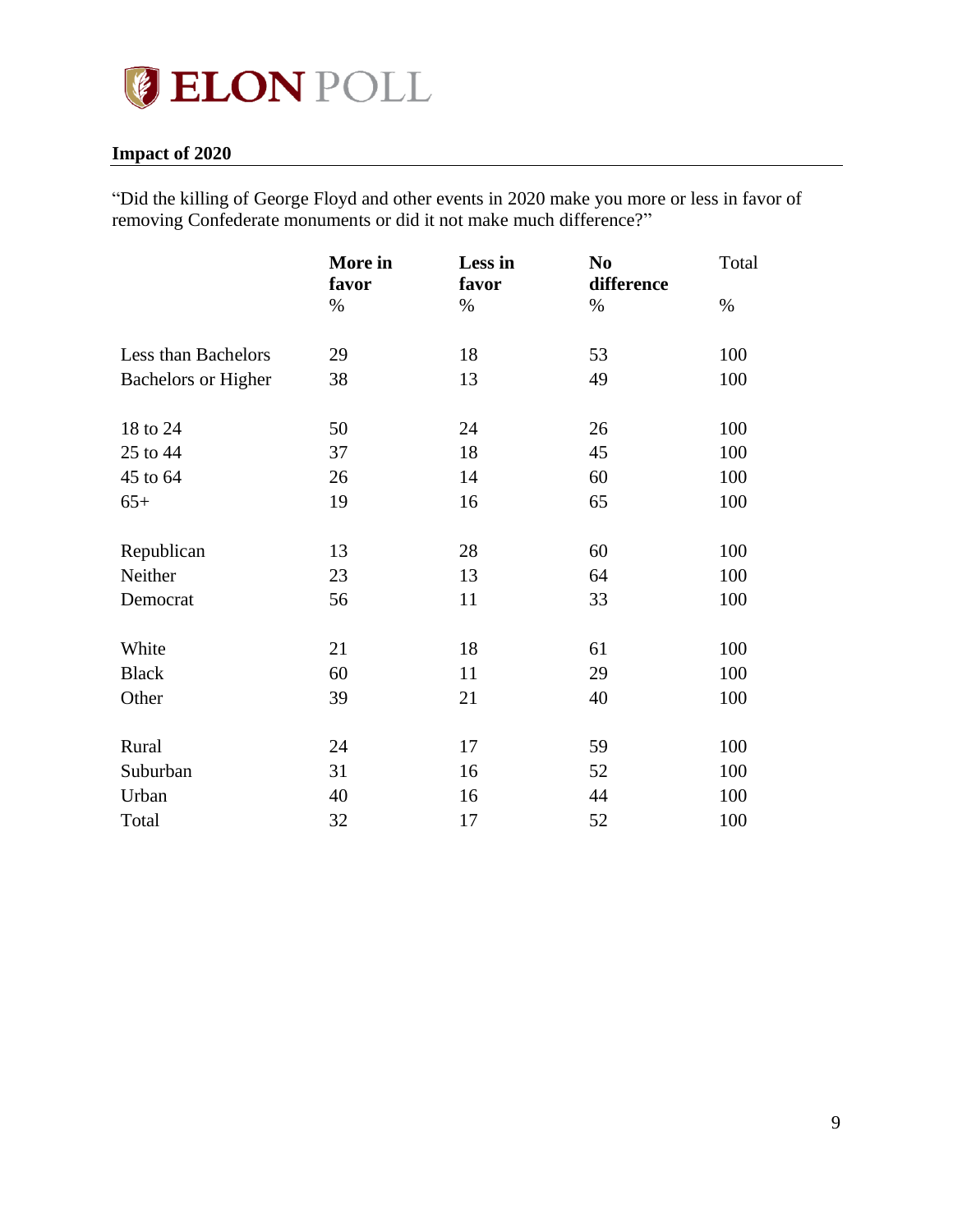**Impact of 2020**

"Did the killing of George Floyd and other events in 2020 make you more or less in favor of removing Confederate monuments or did it not make much difference?"

| | **More in favor** % | **Less in favor** % | **No difference** % | Total % |
|---|---|---|---|---|
| Less than Bachelors | 29 | 18 | 53 | 100 |
| Bachelors or Higher | 38 | 13 | 49 | 100 |
| | | | | |
| 18 to 24 | 50 | 24 | 26 | 100 |
| 25 to 44 | 37 | 18 | 45 | 100 |
| 45 to 64 | 26 | 14 | 60 | 100 |
| 65+ | 19 | 16 | 65 | 100 |
| | | | | |
| Republican | 13 | 28 | 60 | 100 |
| Neither | 23 | 13 | 64 | 100 |
| Democrat | 56 | 11 | 33 | 100 |
| | | | | |
| White | 21 | 18 | 61 | 100 |
| Black | 60 | 11 | 29 | 100 |
| Other | 39 | 21 | 40 | 100 |
| | | | | |
| Rural | 24 | 17 | 59 | 100 |
| Suburban | 31 | 16 | 52 | 100 |
| Urban | 40 | 16 | 44 | 100 |
| Total | 32 | 17 | 52 | 100 |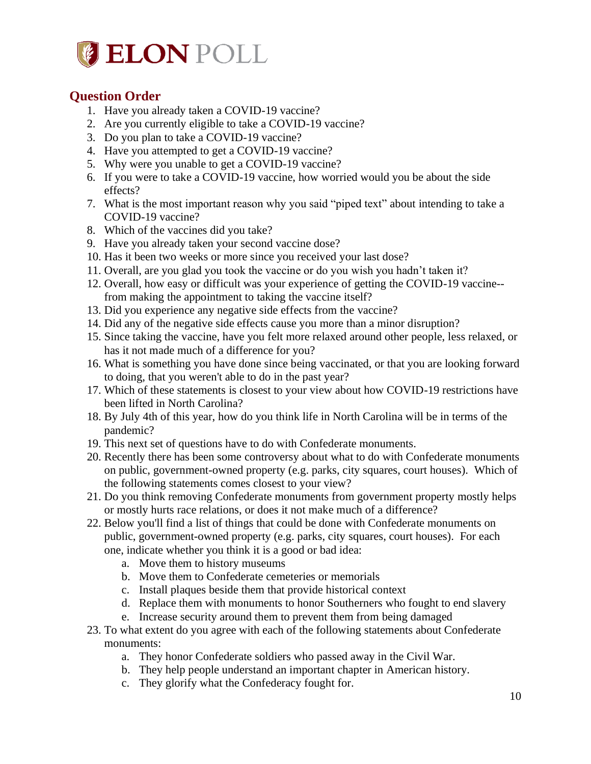## Question Order

1. Have you already taken a COVID-19 vaccine?
2. Are you currently eligible to take a COVID-19 vaccine?
3. Do you plan to take a COVID-19 vaccine?
4. Have you attempted to get a COVID-19 vaccine?
5. Why were you unable to get a COVID-19 vaccine?
6. If you were to take a COVID-19 vaccine, how worried would you be about the side effects?
7. What is the most important reason why you said "piped text" about intending to take a COVID-19 vaccine?
8. Which of the vaccines did you take?
9. Have you already taken your second vaccine dose?
10. Has it been two weeks or more since you received your last dose?
11. Overall, are you glad you took the vaccine or do you wish you hadn't taken it?
12. Overall, how easy or difficult was your experience of getting the COVID-19 vaccine--from making the appointment to taking the vaccine itself?
13. Did you experience any negative side effects from the vaccine?
14. Did any of the negative side effects cause you more than a minor disruption?
15. Since taking the vaccine, have you felt more relaxed around other people, less relaxed, or has it not made much of a difference for you?
16. What is something you have done since being vaccinated, or that you are looking forward to doing, that you weren't able to do in the past year?
17. Which of these statements is closest to your view about how COVID-19 restrictions have been lifted in North Carolina?
18. By July 4th of this year, how do you think life in North Carolina will be in terms of the pandemic?
19. This next set of questions have to do with Confederate monuments.
20. Recently there has been some controversy about what to do with Confederate monuments on public, government-owned property (e.g. parks, city squares, court houses). Which of the following statements comes closest to your view?
21. Do you think removing Confederate monuments from government property mostly helps or mostly hurts race relations, or does it not make much of a difference?
22. Below you'll find a list of things that could be done with Confederate monuments on public, government-owned property (e.g. parks, city squares, court houses). For each one, indicate whether you think it is a good or bad idea:
    a. Move them to history museums
    b. Move them to Confederate cemeteries or memorials
    c. Install plaques beside them that provide historical context
    d. Replace them with monuments to honor Southerners who fought to end slavery
    e. Increase security around them to prevent them from being damaged
23. To what extent do you agree with each of the following statements about Confederate monuments:
    a. They honor Confederate soldiers who passed away in the Civil War.
    b. They help people understand an important chapter in American history.
    c. They glorify what the Confederacy fought for.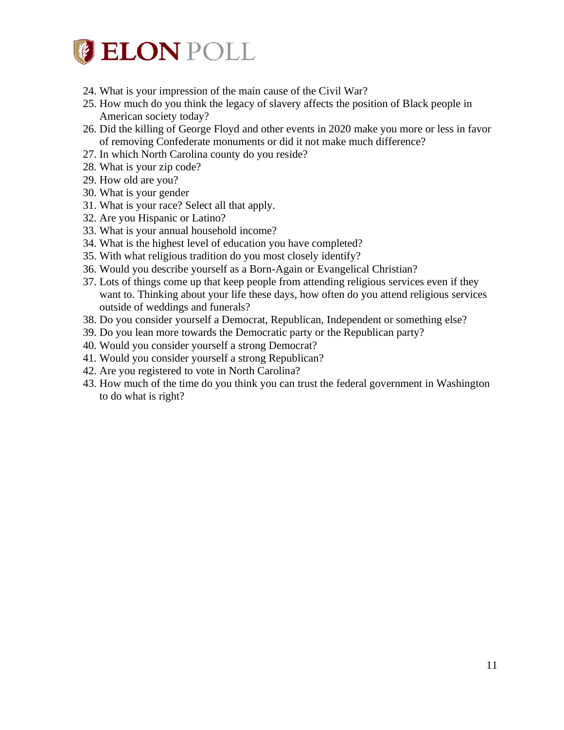24. What is your impression of the main cause of the Civil War?
25. How much do you think the legacy of slavery affects the position of Black people in American society today?
26. Did the killing of George Floyd and other events in 2020 make you more or less in favor of removing Confederate monuments or did it not make much difference?
27. In which North Carolina county do you reside?
28. What is your zip code?
29. How old are you?
30. What is your gender
31. What is your race? Select all that apply.
32. Are you Hispanic or Latino?
33. What is your annual household income?
34. What is the highest level of education you have completed?
35. With what religious tradition do you most closely identify?
36. Would you describe yourself as a Born-Again or Evangelical Christian?
37. Lots of things come up that keep people from attending religious services even if they want to. Thinking about your life these days, how often do you attend religious services outside of weddings and funerals?
38. Do you consider yourself a Democrat, Republican, Independent or something else?
39. Do you lean more towards the Democratic party or the Republican party?
40. Would you consider yourself a strong Democrat?
41. Would you consider yourself a strong Republican?
42. Are you registered to vote in North Carolina?
43. How much of the time do you think you can trust the federal government in Washington to do what is right?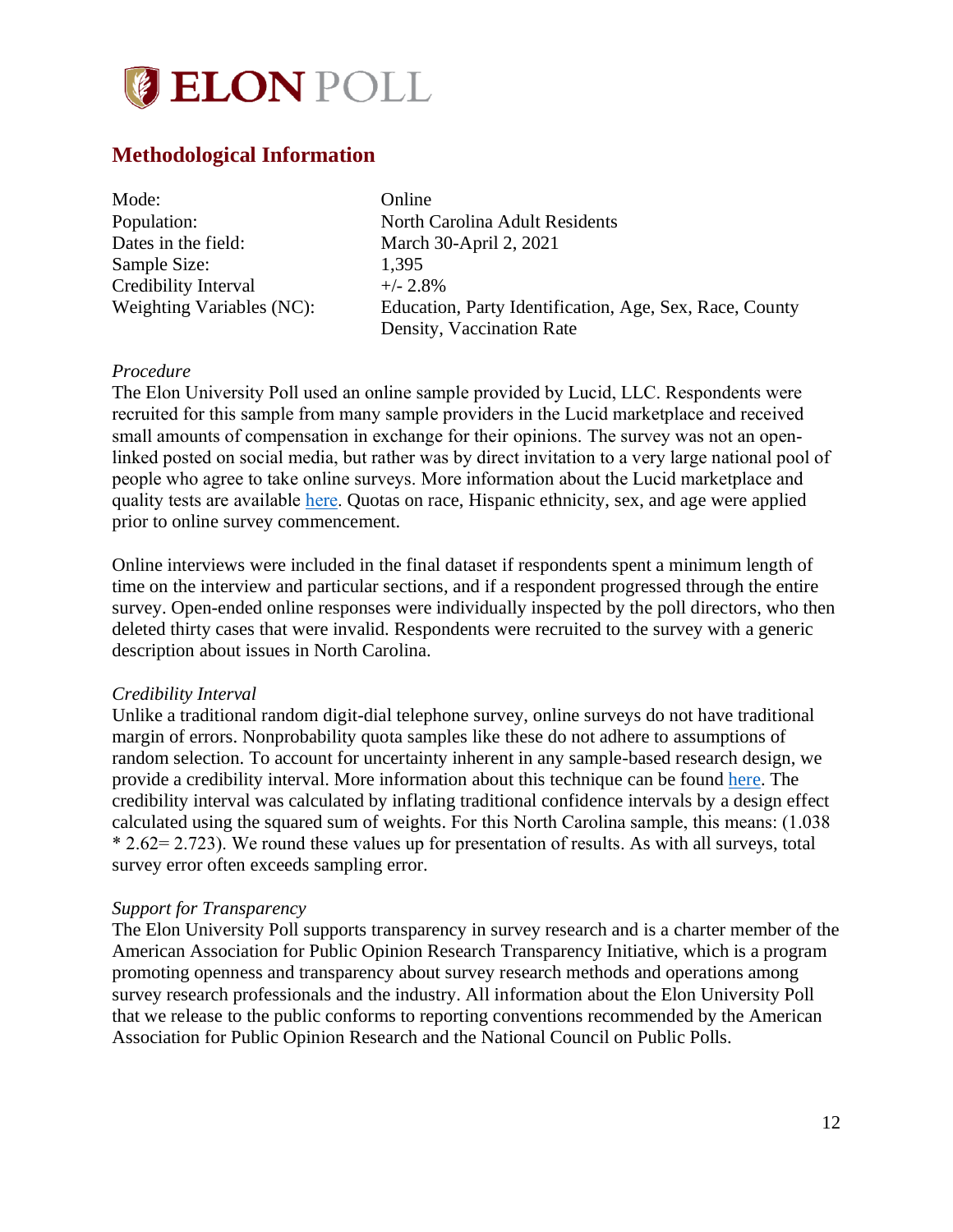**ELON POLL**

## Methodological Information

| | |
|---|---|
| Mode: | Online |
| Population: | North Carolina Adult Residents |
| Dates in the field: | March 30-April 2, 2021 |
| Sample Size: | 1,395 |
| Credibility Interval | +/- 2.8% |
| Weighting Variables (NC): | Education, Party Identification, Age, Sex, Race, County Density, Vaccination Rate |

*Procedure*

The Elon University Poll used an online sample provided by Lucid, LLC. Respondents were recruited for this sample from many sample providers in the Lucid marketplace and received small amounts of compensation in exchange for their opinions. The survey was not an open-linked posted on social media, but rather was by direct invitation to a very large national pool of people who agree to take online surveys. More information about the Lucid marketplace and quality tests are available here. Quotas on race, Hispanic ethnicity, sex, and age were applied prior to online survey commencement.

Online interviews were included in the final dataset if respondents spent a minimum length of time on the interview and particular sections, and if a respondent progressed through the entire survey. Open-ended online responses were individually inspected by the poll directors, who then deleted thirty cases that were invalid. Respondents were recruited to the survey with a generic description about issues in North Carolina.

*Credibility Interval*

Unlike a traditional random digit-dial telephone survey, online surveys do not have traditional margin of errors. Nonprobability quota samples like these do not adhere to assumptions of random selection. To account for uncertainty inherent in any sample-based research design, we provide a credibility interval. More information about this technique can be found here. The credibility interval was calculated by inflating traditional confidence intervals by a design effect calculated using the squared sum of weights. For this North Carolina sample, this means: (1.038 * 2.62= 2.723). We round these values up for presentation of results. As with all surveys, total survey error often exceeds sampling error.

*Support for Transparency*

The Elon University Poll supports transparency in survey research and is a charter member of the American Association for Public Opinion Research Transparency Initiative, which is a program promoting openness and transparency about survey research methods and operations among survey research professionals and the industry. All information about the Elon University Poll that we release to the public conforms to reporting conventions recommended by the American Association for Public Opinion Research and the National Council on Public Polls.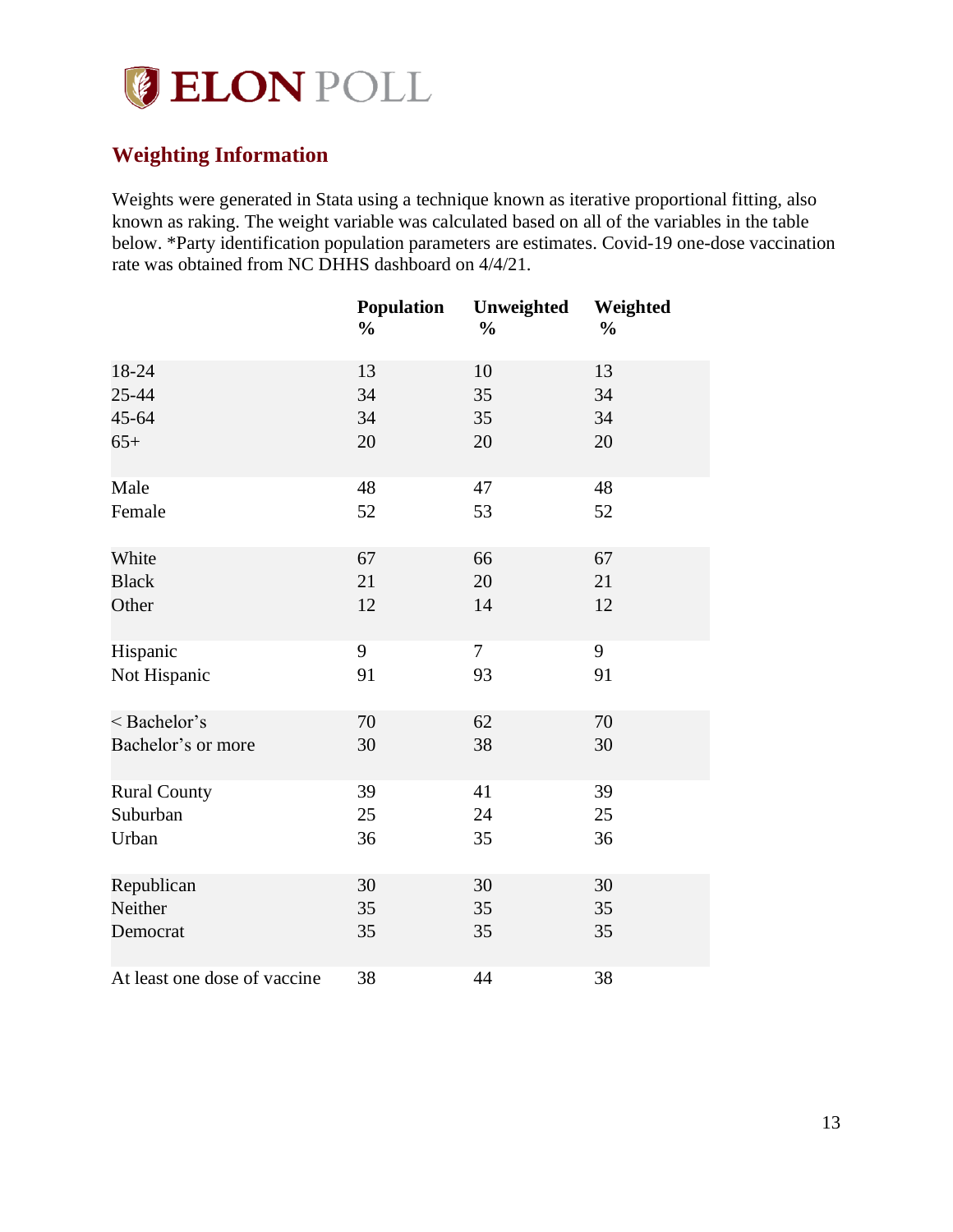ELON POLL

## Weighting Information

Weights were generated in Stata using a technique known as iterative proportional fitting, also known as raking. The weight variable was calculated based on all of the variables in the table below. *Party identification population parameters are estimates. Covid-19 one-dose vaccination rate was obtained from NC DHHS dashboard on 4/4/21.

| | Population % | Unweighted % | Weighted % |
|---|---|---|---|
| 18-24 | 13 | 10 | 13 |
| 25-44 | 34 | 35 | 34 |
| 45-64 | 34 | 35 | 34 |
| 65+ | 20 | 20 | 20 |
| Male | 48 | 47 | 48 |
| Female | 52 | 53 | 52 |
| White | 67 | 66 | 67 |
| Black | 21 | 20 | 21 |
| Other | 12 | 14 | 12 |
| Hispanic | 9 | 7 | 9 |
| Not Hispanic | 91 | 93 | 91 |
| < Bachelor's | 70 | 62 | 70 |
| Bachelor's or more | 30 | 38 | 30 |
| Rural County | 39 | 41 | 39 |
| Suburban | 25 | 24 | 25 |
| Urban | 36 | 35 | 36 |
| Republican | 30 | 30 | 30 |
| Neither | 35 | 35 | 35 |
| Democrat | 35 | 35 | 35 |
| At least one dose of vaccine | 38 | 44 | 38 |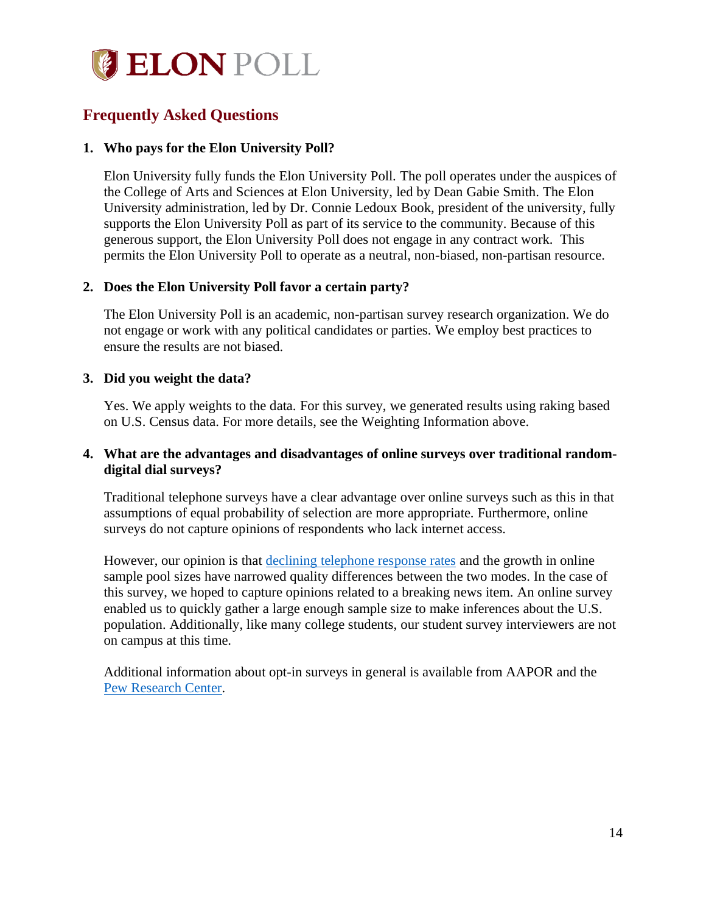# ELON POLL

## Frequently Asked Questions

1. **Who pays for the Elon University Poll?**

   Elon University fully funds the Elon University Poll. The poll operates under the auspices of the College of Arts and Sciences at Elon University, led by Dean Gabie Smith. The Elon University administration, led by Dr. Connie Ledoux Book, president of the university, fully supports the Elon University Poll as part of its service to the community. Because of this generous support, the Elon University Poll does not engage in any contract work. This permits the Elon University Poll to operate as a neutral, non-biased, non-partisan resource.

2. **Does the Elon University Poll favor a certain party?**

   The Elon University Poll is an academic, non-partisan survey research organization. We do not engage or work with any political candidates or parties. We employ best practices to ensure the results are not biased.

3. **Did you weight the data?**

   Yes. We apply weights to the data. For this survey, we generated results using raking based on U.S. Census data. For more details, see the Weighting Information above.

4. **What are the advantages and disadvantages of online surveys over traditional random-digital dial surveys?**

   Traditional telephone surveys have a clear advantage over online surveys such as this in that assumptions of equal probability of selection are more appropriate. Furthermore, online surveys do not capture opinions of respondents who lack internet access.

   However, our opinion is that declining telephone response rates and the growth in online sample pool sizes have narrowed quality differences between the two modes. In the case of this survey, we hoped to capture opinions related to a breaking news item. An online survey enabled us to quickly gather a large enough sample size to make inferences about the U.S. population. Additionally, like many college students, our student survey interviewers are not on campus at this time.

   Additional information about opt-in surveys in general is available from AAPOR and the Pew Research Center.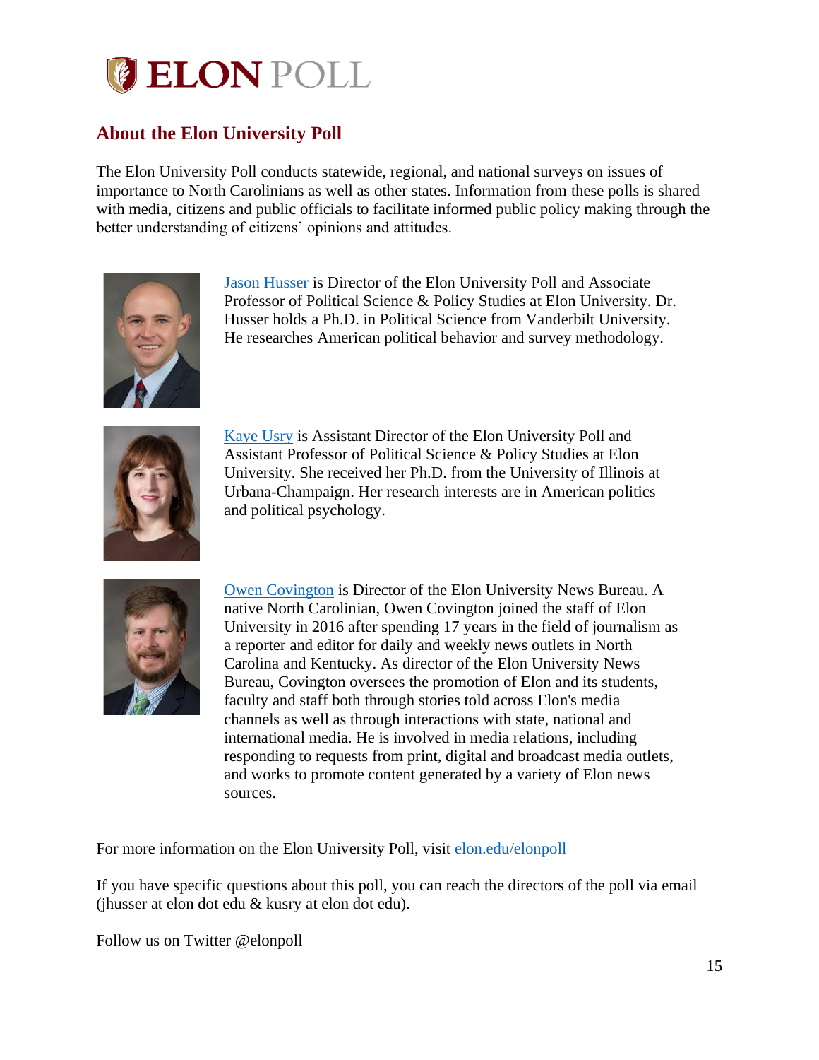# ELON POLL

## About the Elon University Poll

The Elon University Poll conducts statewide, regional, and national surveys on issues of importance to North Carolinians as well as other states. Information from these polls is shared with media, citizens and public officials to facilitate informed public policy making through the better understanding of citizens' opinions and attitudes.

Jason Husser is Director of the Elon University Poll and Associate Professor of Political Science & Policy Studies at Elon University. Dr. Husser holds a Ph.D. in Political Science from Vanderbilt University. He researches American political behavior and survey methodology.

Kaye Usry is Assistant Director of the Elon University Poll and Assistant Professor of Political Science & Policy Studies at Elon University. She received her Ph.D. from the University of Illinois at Urbana-Champaign. Her research interests are in American politics and political psychology.

Owen Covington is Director of the Elon University News Bureau. A native North Carolinian, Owen Covington joined the staff of Elon University in 2016 after spending 17 years in the field of journalism as a reporter and editor for daily and weekly news outlets in North Carolina and Kentucky. As director of the Elon University News Bureau, Covington oversees the promotion of Elon and its students, faculty and staff both through stories told across Elon's media channels as well as through interactions with state, national and international media. He is involved in media relations, including responding to requests from print, digital and broadcast media outlets, and works to promote content generated by a variety of Elon news sources.

For more information on the Elon University Poll, visit elon.edu/elonpoll

If you have specific questions about this poll, you can reach the directors of the poll via email (jhusser at elon dot edu & kusry at elon dot edu).

Follow us on Twitter @elonpoll